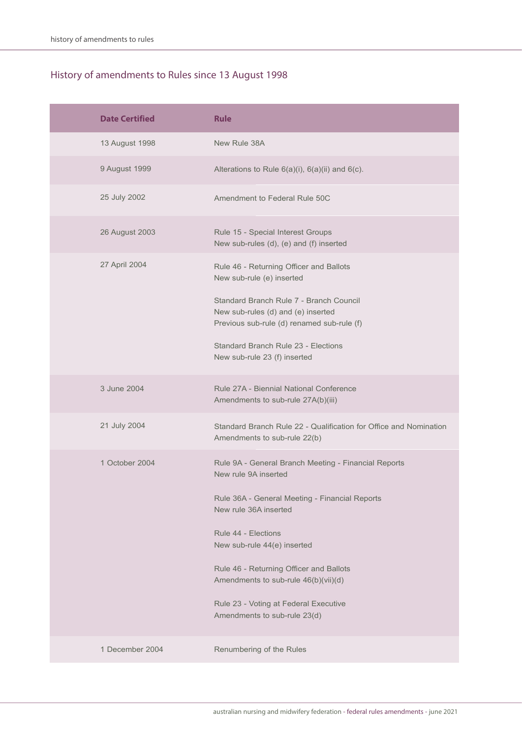## History of amendments to Rules since 13 August 1998

| Date Certified | Rule |
|---|---|
| 13 August 1998 | New Rule 38A |
| 9 August 1999 | Alterations to Rule 6(a)(i), 6(a)(ii) and 6(c). |
| 25 July 2002 | Amendment to Federal Rule 50C |
| 26 August 2003 | Rule 15 - Special Interest Groups<br>New sub-rules (d), (e) and (f) inserted |
| 27 April 2004 | Rule 46 - Returning Officer and Ballots<br>New sub-rule (e) inserted<br><br>Standard Branch Rule 7 - Branch Council<br>New sub-rules (d) and (e) inserted<br>Previous sub-rule (d) renamed sub-rule (f)<br><br>Standard Branch Rule 23 - Elections<br>New sub-rule 23 (f) inserted |
| 3 June 2004 | Rule 27A - Biennial National Conference<br>Amendments to sub-rule 27A(b)(iii) |
| 21 July 2004 | Standard Branch Rule 22 - Qualification for Office and Nomination<br>Amendments to sub-rule 22(b) |
| 1 October 2004 | Rule 9A - General Branch Meeting - Financial Reports<br>New rule 9A inserted<br><br>Rule 36A - General Meeting - Financial Reports<br>New rule 36A inserted<br><br>Rule 44 - Elections<br>New sub-rule 44(e) inserted<br><br>Rule 46 - Returning Officer and Ballots<br>Amendments to sub-rule 46(b)(vii)(d)<br><br>Rule 23 - Voting at Federal Executive<br>Amendments to sub-rule 23(d) |
| 1 December 2004 | Renumbering of the Rules |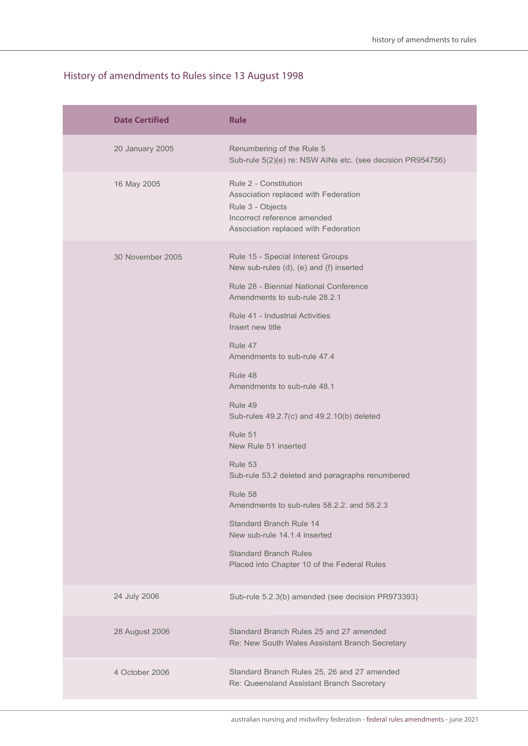## History of amendments to Rules since 13 August 1998

| Date Certified | Rule |
|---|---|
| 20 January 2005 | Renumbering of the Rule 5<br>Sub-rule 5(2)(e) re: NSW AINs etc. (see decision PR954756) |
| 16 May 2005 | Rule 2 - Constitution<br>Association replaced with Federation<br>Rule 3 - Objects<br>Incorrect reference amended<br>Association replaced with Federation |
| 30 November 2005 | Rule 15 - Special Interest Groups<br>New sub-rules (d), (e) and (f) inserted<br><br>Rule 28 - Biennial National Conference<br>Amendments to sub-rule 28.2.1<br><br>Rule 41 - Industrial Activities<br>Insert new title<br><br>Rule 47<br>Amendments to sub-rule 47.4<br><br>Rule 48<br>Amendments to sub-rule 48.1<br><br>Rule 49<br>Sub-rules 49.2.7(c) and 49.2.10(b) deleted<br><br>Rule 51<br>New Rule 51 inserted<br><br>Rule 53<br>Sub-rule 53.2 deleted and paragraphs renumbered<br><br>Rule 58<br>Amendments to sub-rules 58.2.2. and 58.2.3<br><br>Standard Branch Rule 14<br>New sub-rule 14.1.4 inserted<br><br>Standard Branch Rules<br>Placed into Chapter 10 of the Federal Rules |
| 24 July 2006 | Sub-rule 5.2.3(b) amended (see decision PR973393) |
| 28 August 2006 | Standard Branch Rules 25 and 27 amended<br>Re: New South Wales Assistant Branch Secretary |
| 4 October 2006 | Standard Branch Rules 25, 26 and 27 amended<br>Re: Queensland Assistant Branch Secretary |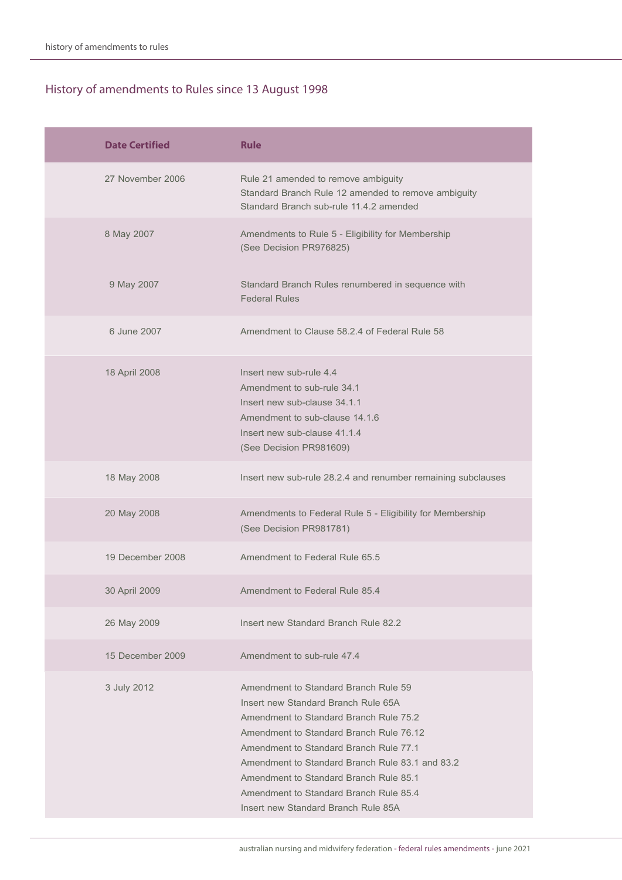## History of amendments to Rules since 13 August 1998

| Date Certified | Rule |
|---|---|
| 27 November 2006 | Rule 21 amended to remove ambiguity<br>Standard Branch Rule 12 amended to remove ambiguity<br>Standard Branch sub-rule 11.4.2 amended |
| 8 May 2007 | Amendments to Rule 5 - Eligibility for Membership<br>(See Decision PR976825) |
| 9 May 2007 | Standard Branch Rules renumbered in sequence with Federal Rules |
| 6 June 2007 | Amendment to Clause 58.2.4 of Federal Rule 58 |
| 18 April 2008 | Insert new sub-rule 4.4<br>Amendment to sub-rule 34.1<br>Insert new sub-clause 34.1.1<br>Amendment to sub-clause 14.1.6<br>Insert new sub-clause 41.1.4<br>(See Decision PR981609) |
| 18 May 2008 | Insert new sub-rule 28.2.4 and renumber remaining subclauses |
| 20 May 2008 | Amendments to Federal Rule 5 - Eligibility for Membership<br>(See Decision PR981781) |
| 19 December 2008 | Amendment to Federal Rule 65.5 |
| 30 April 2009 | Amendment to Federal Rule 85.4 |
| 26 May 2009 | Insert new Standard Branch Rule 82.2 |
| 15 December 2009 | Amendment to sub-rule 47.4 |
| 3 July 2012 | Amendment to Standard Branch Rule 59<br>Insert new Standard Branch Rule 65A<br>Amendment to Standard Branch Rule 75.2<br>Amendment to Standard Branch Rule 76.12<br>Amendment to Standard Branch Rule 77.1<br>Amendment to Standard Branch Rule 83.1 and 83.2<br>Amendment to Standard Branch Rule 85.1<br>Amendment to Standard Branch Rule 85.4<br>Insert new Standard Branch Rule 85A |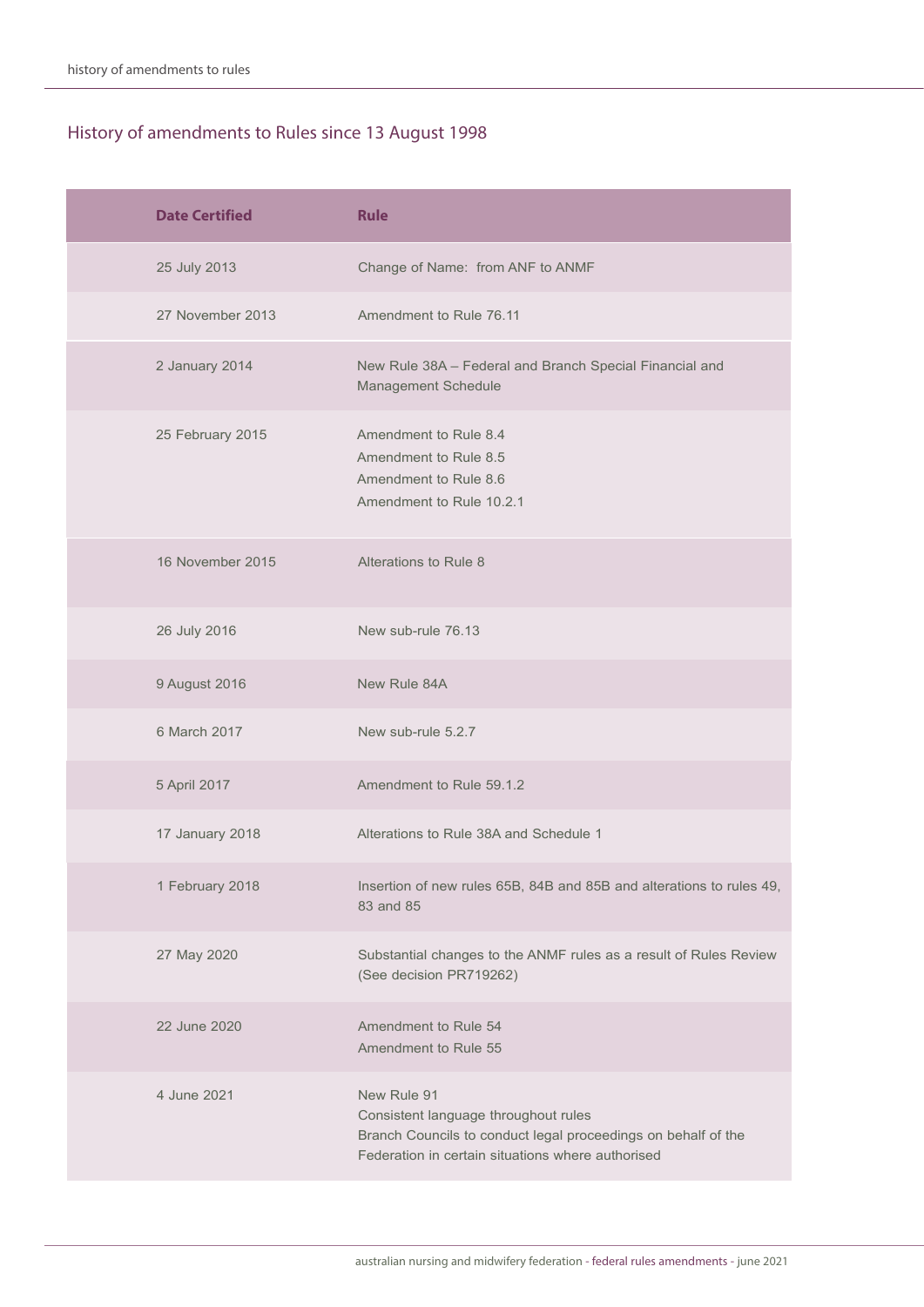## History of amendments to Rules since 13 August 1998

| Date Certified | Rule |
|---|---|
| 25 July 2013 | Change of Name: from ANF to ANMF |
| 27 November 2013 | Amendment to Rule 76.11 |
| 2 January 2014 | New Rule 38A – Federal and Branch Special Financial and Management Schedule |
| 25 February 2015 | Amendment to Rule 8.4<br>Amendment to Rule 8.5<br>Amendment to Rule 8.6<br>Amendment to Rule 10.2.1 |
| 16 November 2015 | Alterations to Rule 8 |
| 26 July 2016 | New sub-rule 76.13 |
| 9 August 2016 | New Rule 84A |
| 6 March 2017 | New sub-rule 5.2.7 |
| 5 April 2017 | Amendment to Rule 59.1.2 |
| 17 January 2018 | Alterations to Rule 38A and Schedule 1 |
| 1 February 2018 | Insertion of new rules 65B, 84B and 85B and alterations to rules 49, 83 and 85 |
| 27 May 2020 | Substantial changes to the ANMF rules as a result of Rules Review (See decision PR719262) |
| 22 June 2020 | Amendment to Rule 54<br>Amendment to Rule 55 |
| 4 June 2021 | New Rule 91<br>Consistent language throughout rules<br>Branch Councils to conduct legal proceedings on behalf of the Federation in certain situations where authorised |